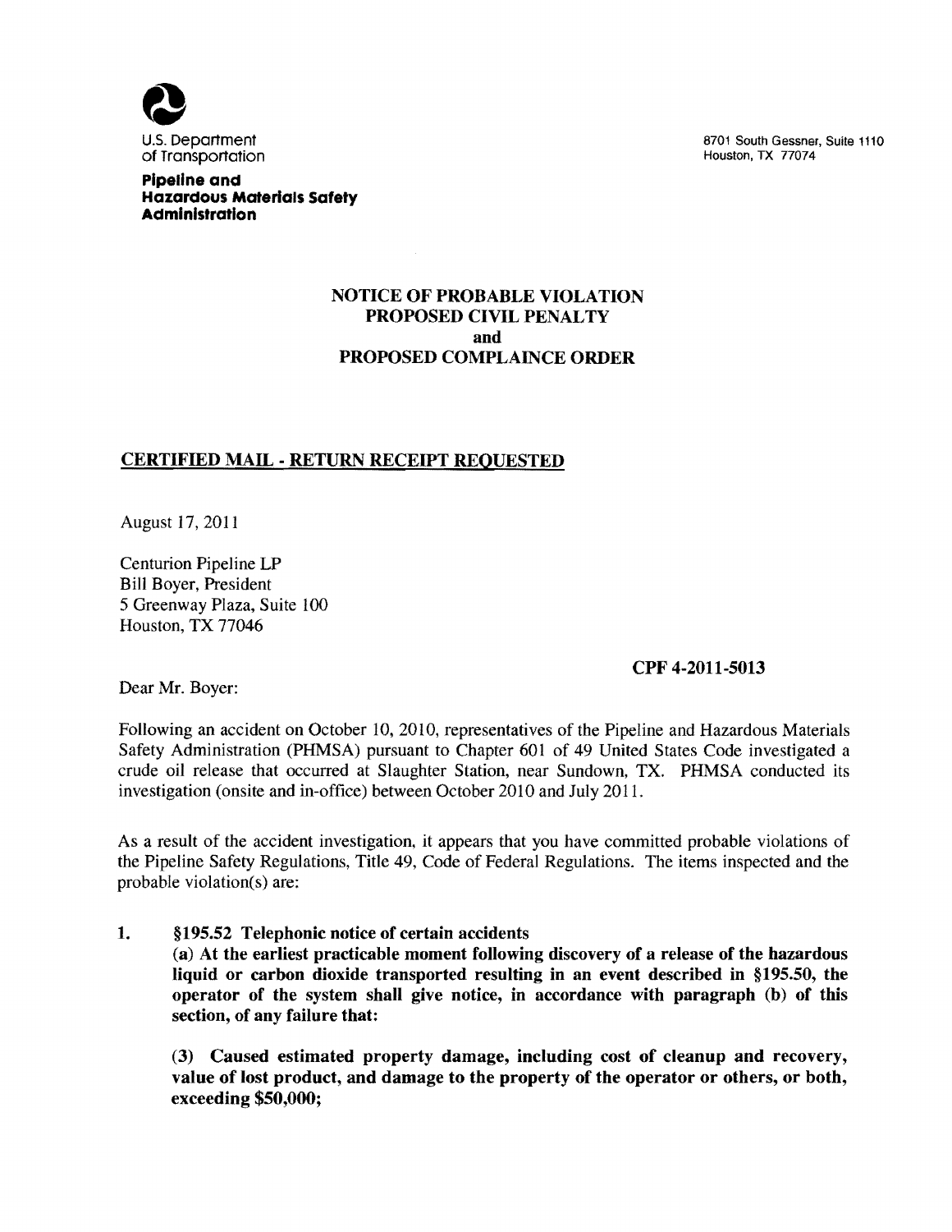U.S. Department of Transportation

**Pipeline and Hazardous Materials Safety Administration**

8701 South Gessner, Suite 1110
Houston, TX 77074

**NOTICE OF PROBABLE VIOLATION**
**PROPOSED CIVIL PENALTY**
**and**
**PROPOSED COMPLAINCE ORDER**

**CERTIFIED MAIL - RETURN RECEIPT REQUESTED**

August 17, 2011

Centurion Pipeline LP
Bill Boyer, President
5 Greenway Plaza, Suite 100
Houston, TX 77046

**CPF 4-2011-5013**

Dear Mr. Boyer:

Following an accident on October 10, 2010, representatives of the Pipeline and Hazardous Materials Safety Administration (PHMSA) pursuant to Chapter 601 of 49 United States Code investigated a crude oil release that occurred at Slaughter Station, near Sundown, TX. PHMSA conducted its investigation (onsite and in-office) between October 2010 and July 2011.

As a result of the accident investigation, it appears that you have committed probable violations of the Pipeline Safety Regulations, Title 49, Code of Federal Regulations. The items inspected and the probable violation(s) are:

1. **§195.52 Telephonic notice of certain accidents**
   **(a) At the earliest practicable moment following discovery of a release of the hazardous liquid or carbon dioxide transported resulting in an event described in §195.50, the operator of the system shall give notice, in accordance with paragraph (b) of this section, of any failure that:**

   **(3) Caused estimated property damage, including cost of cleanup and recovery, value of lost product, and damage to the property of the operator or others, or both, exceeding $50,000;**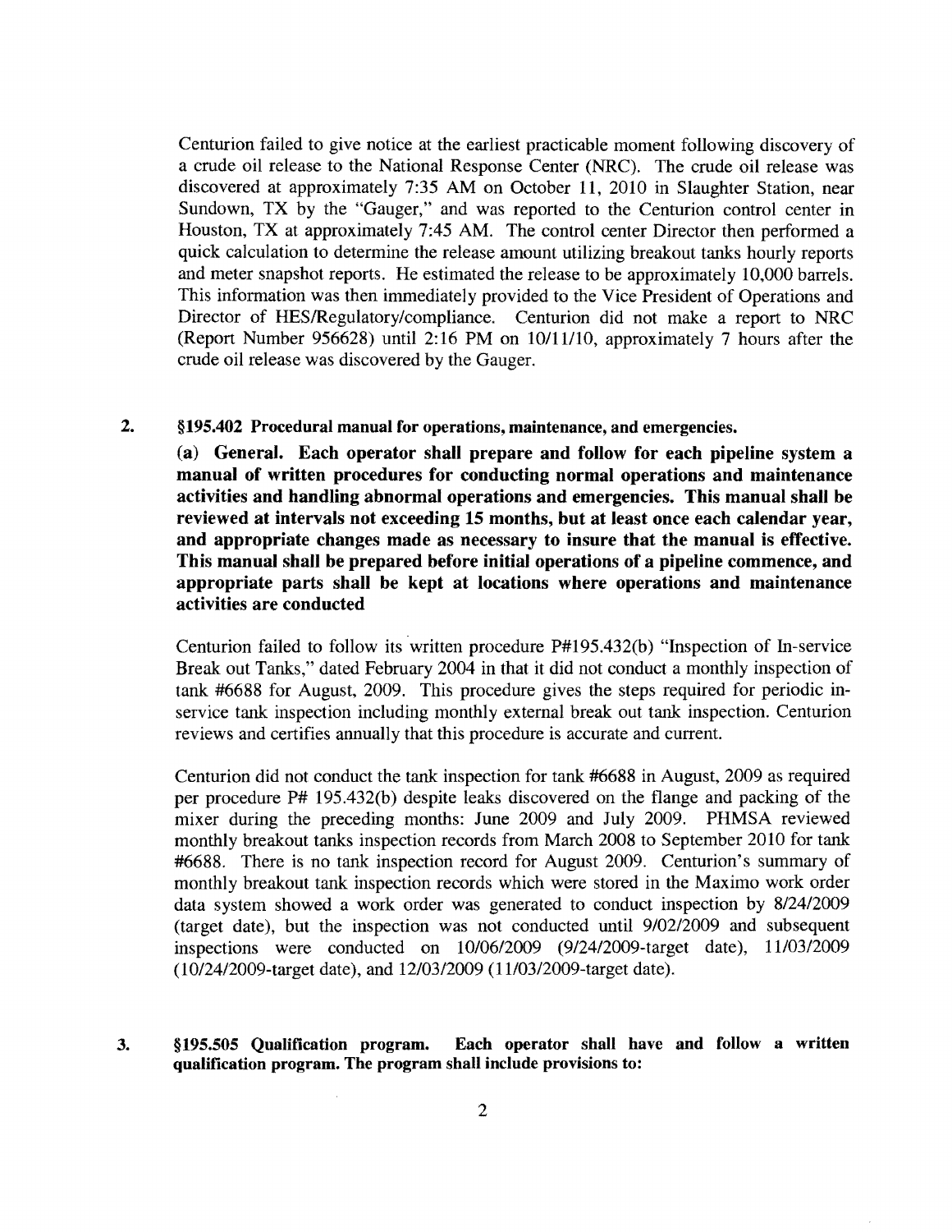Centurion failed to give notice at the earliest practicable moment following discovery of a crude oil release to the National Response Center (NRC). The crude oil release was discovered at approximately 7:35 AM on October 11, 2010 in Slaughter Station, near Sundown, TX by the "Gauger," and was reported to the Centurion control center in Houston, TX at approximately 7:45 AM. The control center Director then performed a quick calculation to determine the release amount utilizing breakout tanks hourly reports and meter snapshot reports. He estimated the release to be approximately 10,000 barrels. This information was then immediately provided to the Vice President of Operations and Director of HES/Regulatory/compliance. Centurion did not make a report to NRC (Report Number 956628) until 2:16 PM on 10/11/10, approximately 7 hours after the crude oil release was discovered by the Gauger.

2. **§195.402 Procedural manual for operations, maintenance, and emergencies.**

**(a) General. Each operator shall prepare and follow for each pipeline system a manual of written procedures for conducting normal operations and maintenance activities and handling abnormal operations and emergencies. This manual shall be reviewed at intervals not exceeding 15 months, but at least once each calendar year, and appropriate changes made as necessary to insure that the manual is effective. This manual shall be prepared before initial operations of a pipeline commence, and appropriate parts shall be kept at locations where operations and maintenance activities are conducted**

Centurion failed to follow its written procedure P#195.432(b) "Inspection of In-service Break out Tanks," dated February 2004 in that it did not conduct a monthly inspection of tank #6688 for August, 2009. This procedure gives the steps required for periodic in-service tank inspection including monthly external break out tank inspection. Centurion reviews and certifies annually that this procedure is accurate and current.

Centurion did not conduct the tank inspection for tank #6688 in August, 2009 as required per procedure P# 195.432(b) despite leaks discovered on the flange and packing of the mixer during the preceding months: June 2009 and July 2009. PHMSA reviewed monthly breakout tanks inspection records from March 2008 to September 2010 for tank #6688. There is no tank inspection record for August 2009. Centurion's summary of monthly breakout tank inspection records which were stored in the Maximo work order data system showed a work order was generated to conduct inspection by 8/24/2009 (target date), but the inspection was not conducted until 9/02/2009 and subsequent inspections were conducted on 10/06/2009 (9/24/2009-target date), 11/03/2009 (10/24/2009-target date), and 12/03/2009 (11/03/2009-target date).

3. **§195.505 Qualification program. Each operator shall have and follow a written qualification program. The program shall include provisions to:**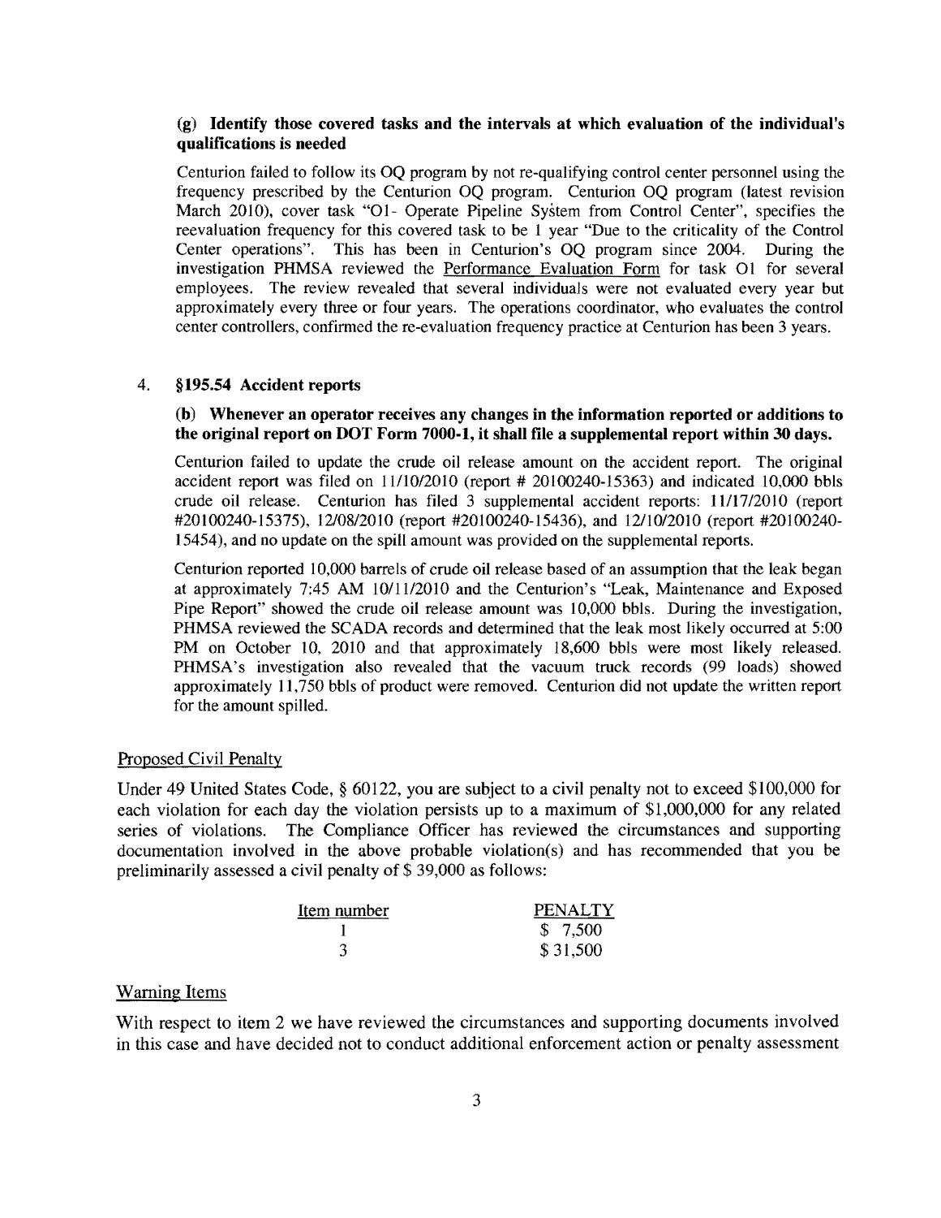**(g) Identify those covered tasks and the intervals at which evaluation of the individual's qualifications is needed**

Centurion failed to follow its OQ program by not re-qualifying control center personnel using the frequency prescribed by the Centurion OQ program. Centurion OQ program (latest revision March 2010), cover task "O1- Operate Pipeline System from Control Center", specifies the reevaluation frequency for this covered task to be 1 year "Due to the criticality of the Control Center operations". This has been in Centurion's OQ program since 2004. During the investigation PHMSA reviewed the Performance Evaluation Form for task O1 for several employees. The review revealed that several individuals were not evaluated every year but approximately every three or four years. The operations coordinator, who evaluates the control center controllers, confirmed the re-evaluation frequency practice at Centurion has been 3 years.

4. **§195.54 Accident reports**

**(b) Whenever an operator receives any changes in the information reported or additions to the original report on DOT Form 7000-1, it shall file a supplemental report within 30 days.**

Centurion failed to update the crude oil release amount on the accident report. The original accident report was filed on 11/10/2010 (report # 20100240-15363) and indicated 10,000 bbls crude oil release. Centurion has filed 3 supplemental accident reports: 11/17/2010 (report #20100240-15375), 12/08/2010 (report #20100240-15436), and 12/10/2010 (report #20100240-15454), and no update on the spill amount was provided on the supplemental reports.

Centurion reported 10,000 barrels of crude oil release based of an assumption that the leak began at approximately 7:45 AM 10/11/2010 and the Centurion's "Leak, Maintenance and Exposed Pipe Report" showed the crude oil release amount was 10,000 bbls. During the investigation, PHMSA reviewed the SCADA records and determined that the leak most likely occurred at 5:00 PM on October 10, 2010 and that approximately 18,600 bbls were most likely released. PHMSA's investigation also revealed that the vacuum truck records (99 loads) showed approximately 11,750 bbls of product were removed. Centurion did not update the written report for the amount spilled.

## Proposed Civil Penalty

Under 49 United States Code, § 60122, you are subject to a civil penalty not to exceed $100,000 for each violation for each day the violation persists up to a maximum of $1,000,000 for any related series of violations. The Compliance Officer has reviewed the circumstances and supporting documentation involved in the above probable violation(s) and has recommended that you be preliminarily assessed a civil penalty of $ 39,000 as follows:

| Item number | PENALTY |
|---|---|
| 1 | $ 7,500 |
| 3 | $ 31,500 |

## Warning Items

With respect to item 2 we have reviewed the circumstances and supporting documents involved in this case and have decided not to conduct additional enforcement action or penalty assessment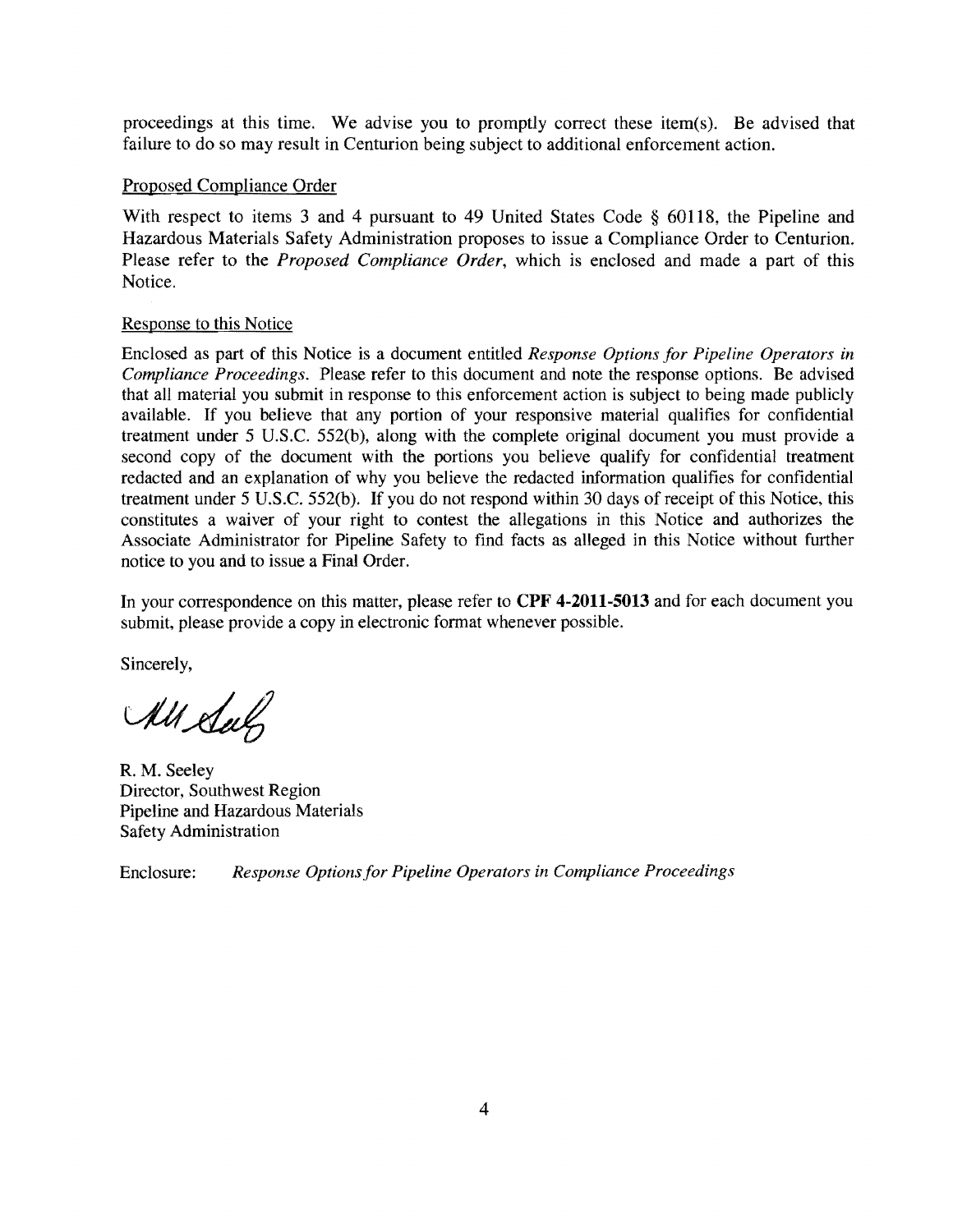proceedings at this time. We advise you to promptly correct these item(s). Be advised that failure to do so may result in Centurion being subject to additional enforcement action.

Proposed Compliance Order

With respect to items 3 and 4 pursuant to 49 United States Code § 60118, the Pipeline and Hazardous Materials Safety Administration proposes to issue a Compliance Order to Centurion. Please refer to the *Proposed Compliance Order*, which is enclosed and made a part of this Notice.

Response to this Notice

Enclosed as part of this Notice is a document entitled *Response Options for Pipeline Operators in Compliance Proceedings*. Please refer to this document and note the response options. Be advised that all material you submit in response to this enforcement action is subject to being made publicly available. If you believe that any portion of your responsive material qualifies for confidential treatment under 5 U.S.C. 552(b), along with the complete original document you must provide a second copy of the document with the portions you believe qualify for confidential treatment redacted and an explanation of why you believe the redacted information qualifies for confidential treatment under 5 U.S.C. 552(b). If you do not respond within 30 days of receipt of this Notice, this constitutes a waiver of your right to contest the allegations in this Notice and authorizes the Associate Administrator for Pipeline Safety to find facts as alleged in this Notice without further notice to you and to issue a Final Order.

In your correspondence on this matter, please refer to **CPF 4-2011-5013** and for each document you submit, please provide a copy in electronic format whenever possible.

Sincerely,

R. M. Seeley
Director, Southwest Region
Pipeline and Hazardous Materials
Safety Administration

Enclosure: *Response Options for Pipeline Operators in Compliance Proceedings*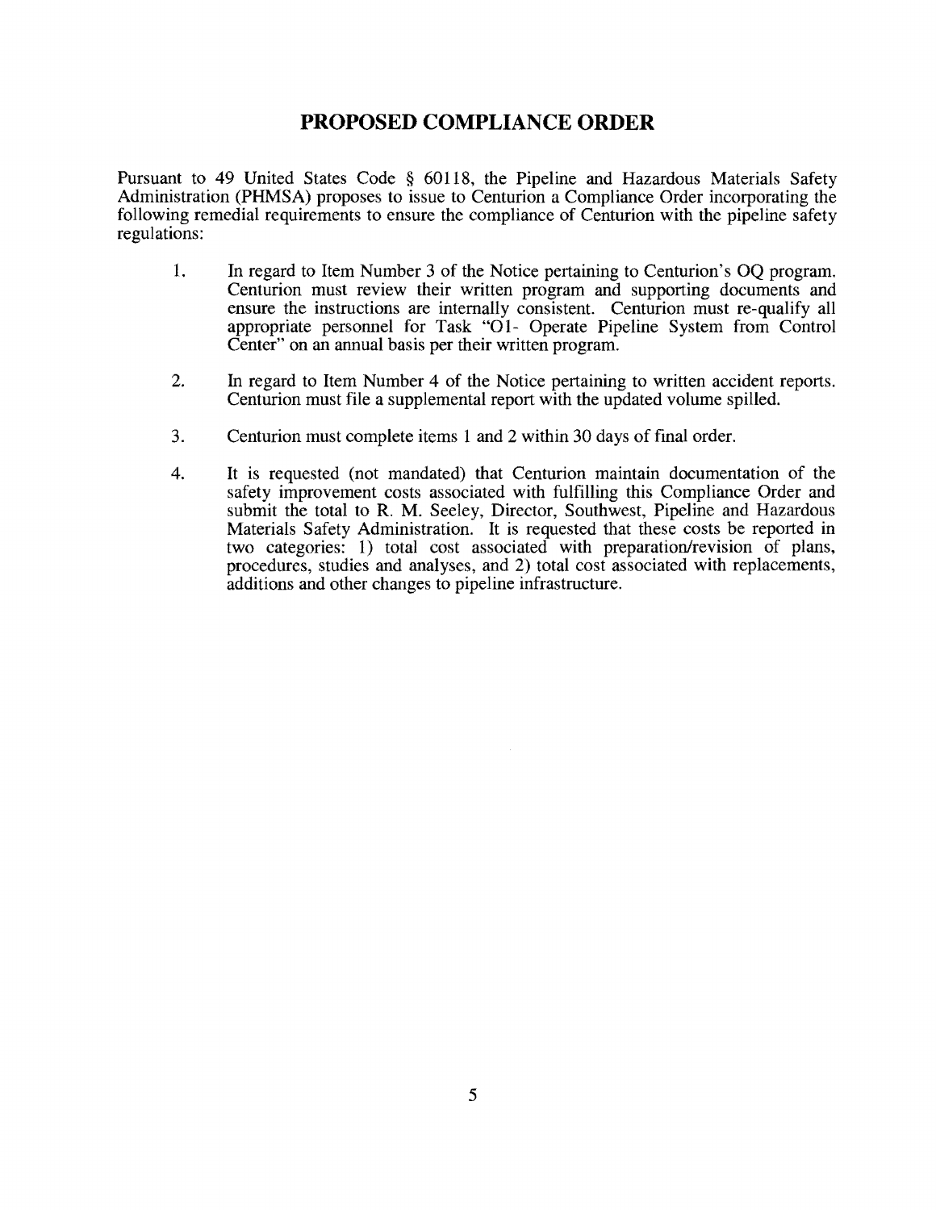## PROPOSED COMPLIANCE ORDER

Pursuant to 49 United States Code § 60118, the Pipeline and Hazardous Materials Safety Administration (PHMSA) proposes to issue to Centurion a Compliance Order incorporating the following remedial requirements to ensure the compliance of Centurion with the pipeline safety regulations:

1. In regard to Item Number 3 of the Notice pertaining to Centurion's OQ program. Centurion must review their written program and supporting documents and ensure the instructions are internally consistent. Centurion must re-qualify all appropriate personnel for Task "O1- Operate Pipeline System from Control Center" on an annual basis per their written program.

2. In regard to Item Number 4 of the Notice pertaining to written accident reports. Centurion must file a supplemental report with the updated volume spilled.

3. Centurion must complete items 1 and 2 within 30 days of final order.

4. It is requested (not mandated) that Centurion maintain documentation of the safety improvement costs associated with fulfilling this Compliance Order and submit the total to R. M. Seeley, Director, Southwest, Pipeline and Hazardous Materials Safety Administration. It is requested that these costs be reported in two categories: 1) total cost associated with preparation/revision of plans, procedures, studies and analyses, and 2) total cost associated with replacements, additions and other changes to pipeline infrastructure.